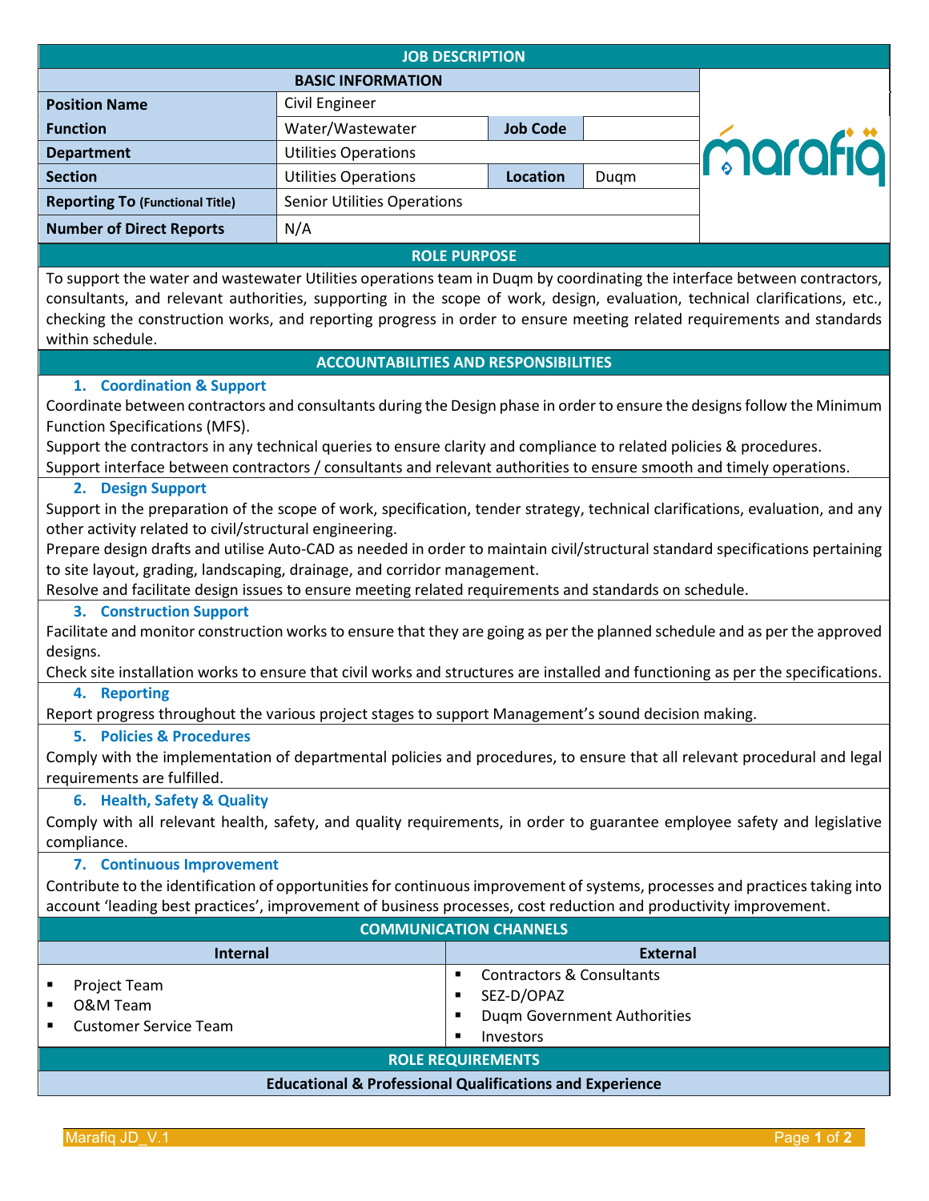# JOB DESCRIPTION

## BASIC INFORMATION

| | | | |
|---|---|---|---|
| **Position Name** | Civil Engineer | | |
| **Function** | Water/Wastewater | **Job Code** | |
| **Department** | Utilities Operations | | |
| **Section** | Utilities Operations | **Location** | Duqm |
| **Reporting To** (Functional Title) | Senior Utilities Operations | | |
| **Number of Direct Reports** | N/A | | |

## ROLE PURPOSE

To support the water and wastewater Utilities operations team in Duqm by coordinating the interface between contractors, consultants, and relevant authorities, supporting in the scope of work, design, evaluation, technical clarifications, etc., checking the construction works, and reporting progress in order to ensure meeting related requirements and standards within schedule.

## ACCOUNTABILITIES AND RESPONSIBILITIES

### 1. Coordination & Support

Coordinate between contractors and consultants during the Design phase in order to ensure the designs follow the Minimum Function Specifications (MFS).

Support the contractors in any technical queries to ensure clarity and compliance to related policies & procedures.

Support interface between contractors / consultants and relevant authorities to ensure smooth and timely operations.

### 2. Design Support

Support in the preparation of the scope of work, specification, tender strategy, technical clarifications, evaluation, and any other activity related to civil/structural engineering.

Prepare design drafts and utilise Auto-CAD as needed in order to maintain civil/structural standard specifications pertaining to site layout, grading, landscaping, drainage, and corridor management.

Resolve and facilitate design issues to ensure meeting related requirements and standards on schedule.

### 3. Construction Support

Facilitate and monitor construction works to ensure that they are going as per the planned schedule and as per the approved designs.

Check site installation works to ensure that civil works and structures are installed and functioning as per the specifications.

### 4. Reporting

Report progress throughout the various project stages to support Management's sound decision making.

### 5. Policies & Procedures

Comply with the implementation of departmental policies and procedures, to ensure that all relevant procedural and legal requirements are fulfilled.

### 6. Health, Safety & Quality

Comply with all relevant health, safety, and quality requirements, in order to guarantee employee safety and legislative compliance.

### 7. Continuous Improvement

Contribute to the identification of opportunities for continuous improvement of systems, processes and practices taking into account 'leading best practices', improvement of business processes, cost reduction and productivity improvement.

## COMMUNICATION CHANNELS

| Internal | External |
|---|---|
| ▪ Project Team<br>▪ O&M Team<br>▪ Customer Service Team | ▪ Contractors & Consultants<br>▪ SEZ-D/OPAZ<br>▪ Duqm Government Authorities<br>▪ Investors |

## ROLE REQUIREMENTS

### Educational & Professional Qualifications and Experience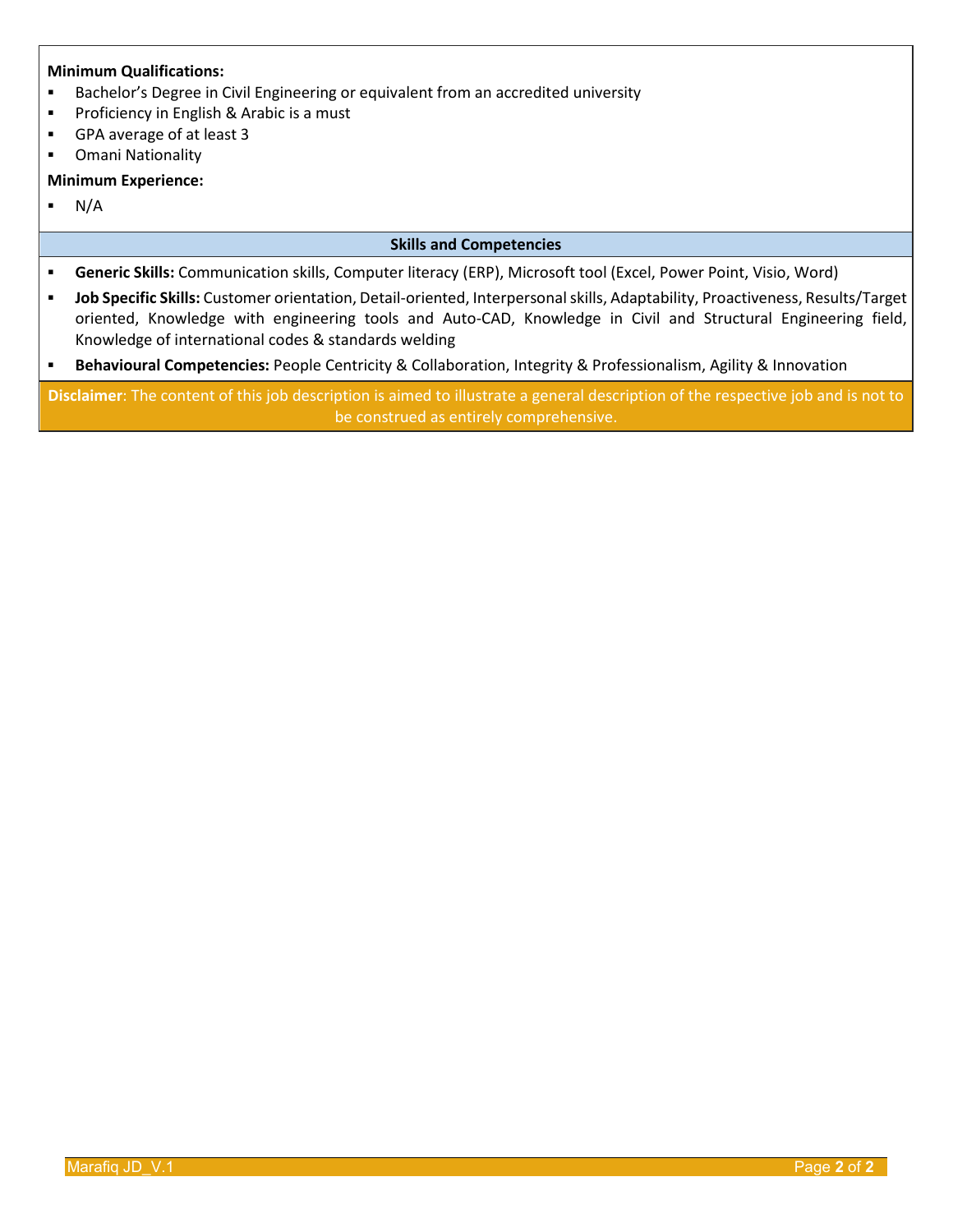**Minimum Qualifications:**

- Bachelor's Degree in Civil Engineering or equivalent from an accredited university
- Proficiency in English & Arabic is a must
- GPA average of at least 3
- Omani Nationality

**Minimum Experience:**

- N/A

## Skills and Competencies

- **Generic Skills:** Communication skills, Computer literacy (ERP), Microsoft tool (Excel, Power Point, Visio, Word)
- **Job Specific Skills:** Customer orientation, Detail-oriented, Interpersonal skills, Adaptability, Proactiveness, Results/Target oriented, Knowledge with engineering tools and Auto-CAD, Knowledge in Civil and Structural Engineering field, Knowledge of international codes & standards welding
- **Behavioural Competencies:** People Centricity & Collaboration, Integrity & Professionalism, Agility & Innovation

**Disclaimer**: The content of this job description is aimed to illustrate a general description of the respective job and is not to be construed as entirely comprehensive.